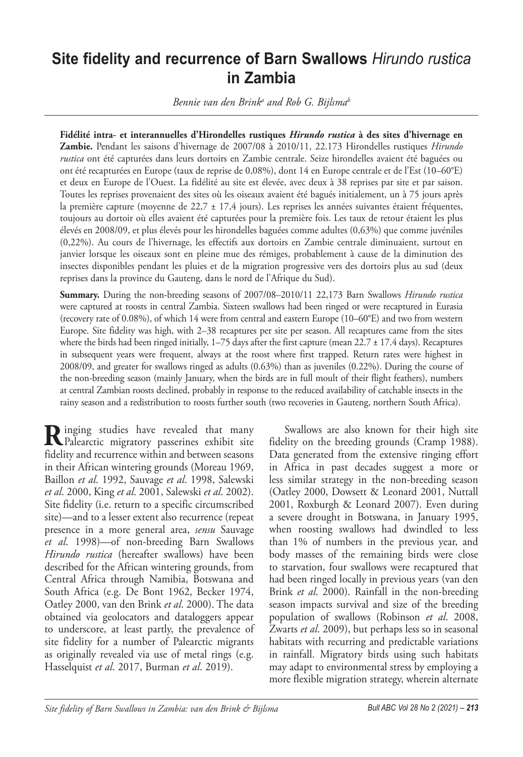# Site fidelity and recurrence of Barn Swallows *Hirundo rustica* in Zambia

*Bennie van den Brink*[a] *and Rob G. Bijlsma*[b]

**Fidélité intra- et interannuelles d'Hirondelles rustiques *Hirundo rustica* à des sites d'hivernage en Zambie.** Pendant les saisons d'hivernage de 2007/08 à 2010/11, 22.173 Hirondelles rustiques *Hirundo rustica* ont été capturées dans leurs dortoirs en Zambie centrale. Seize hirondelles avaient été baguées ou ont été recapturées en Europe (taux de reprise de 0,08%), dont 14 en Europe centrale et de l'Est (10–60°E) et deux en Europe de l'Ouest. La fidélité au site est élevée, avec deux à 38 reprises par site et par saison. Toutes les reprises provenaient des sites où les oiseaux avaient été bagués initialement, un à 75 jours après la première capture (moyenne de 22,7 ± 17,4 jours). Les reprises les années suivantes étaient fréquentes, toujours au dortoir où elles avaient été capturées pour la première fois. Les taux de retour étaient les plus élevés en 2008/09, et plus élevés pour les hirondelles baguées comme adultes (0,63%) que comme juvéniles (0,22%). Au cours de l'hivernage, les effectifs aux dortoirs en Zambie centrale diminuaient, surtout en janvier lorsque les oiseaux sont en pleine mue des rémiges, probablement à cause de la diminution des insectes disponibles pendant les pluies et de la migration progressive vers des dortoirs plus au sud (deux reprises dans la province du Gauteng, dans le nord de l'Afrique du Sud).

**Summary.** During the non-breeding seasons of 2007/08–2010/11 22,173 Barn Swallows *Hirundo rustica* were captured at roosts in central Zambia. Sixteen swallows had been ringed or were recaptured in Eurasia (recovery rate of 0.08%), of which 14 were from central and eastern Europe (10–60°E) and two from western Europe. Site fidelity was high, with 2–38 recaptures per site per season. All recaptures came from the sites where the birds had been ringed initially, 1–75 days after the first capture (mean 22.7 ± 17.4 days). Recaptures in subsequent years were frequent, always at the roost where first trapped. Return rates were highest in 2008/09, and greater for swallows ringed as adults (0.63%) than as juveniles (0.22%). During the course of the non-breeding season (mainly January, when the birds are in full moult of their flight feathers), numbers at central Zambian roosts declined, probably in response to the reduced availability of catchable insects in the rainy season and a redistribution to roosts further south (two recoveries in Gauteng, northern South Africa).

Ringing studies have revealed that many Palearctic migratory passerines exhibit site fidelity and recurrence within and between seasons in their African wintering grounds (Moreau 1969, Baillon *et al*. 1992, Sauvage *et al*. 1998, Salewski *et al*. 2000, King *et al*. 2001, Salewski *et al*. 2002). Site fidelity (i.e. return to a specific circumscribed site)—and to a lesser extent also recurrence (repeat presence in a more general area, *sensu* Sauvage *et al*. 1998)—of non-breeding Barn Swallows *Hirundo rustica* (hereafter swallows) have been described for the African wintering grounds, from Central Africa through Namibia, Botswana and South Africa (e.g. De Bont 1962, Becker 1974, Oatley 2000, van den Brink *et al*. 2000). The data obtained via geolocators and dataloggers appear to underscore, at least partly, the prevalence of site fidelity for a number of Palearctic migrants as originally revealed via use of metal rings (e.g. Hasselquist *et al*. 2017, Burman *et al*. 2019).

Swallows are also known for their high site fidelity on the breeding grounds (Cramp 1988). Data generated from the extensive ringing effort in Africa in past decades suggest a more or less similar strategy in the non-breeding season (Oatley 2000, Dowsett & Leonard 2001, Nuttall 2001, Roxburgh & Leonard 2007). Even during a severe drought in Botswana, in January 1995, when roosting swallows had dwindled to less than 1% of numbers in the previous year, and body masses of the remaining birds were close to starvation, four swallows were recaptured that had been ringed locally in previous years (van den Brink *et al*. 2000). Rainfall in the non-breeding season impacts survival and size of the breeding population of swallows (Robinson *et al*. 2008, Zwarts *et al*. 2009), but perhaps less so in seasonal habitats with recurring and predictable variations in rainfall. Migratory birds using such habitats may adapt to environmental stress by employing a more flexible migration strategy, wherein alternate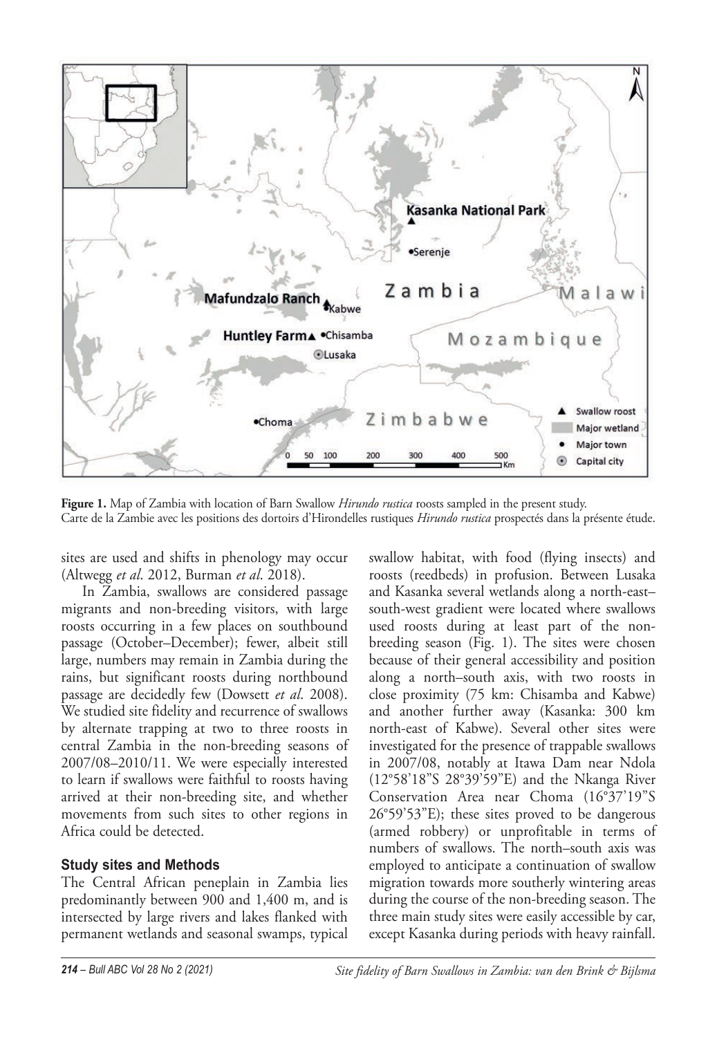**Figure 1.** Map of Zambia with location of Barn Swallow *Hirundo rustica* roosts sampled in the present study.
Carte de la Zambie avec les positions des dortoirs d'Hirondelles rustiques *Hirundo rustica* prospectés dans la présente étude.

sites are used and shifts in phenology may occur (Altwegg *et al*. 2012, Burman *et al*. 2018).

In Zambia, swallows are considered passage migrants and non-breeding visitors, with large roosts occurring in a few places on southbound passage (October–December); fewer, albeit still large, numbers may remain in Zambia during the rains, but significant roosts during northbound passage are decidedly few (Dowsett *et al*. 2008). We studied site fidelity and recurrence of swallows by alternate trapping at two to three roosts in central Zambia in the non-breeding seasons of 2007/08–2010/11. We were especially interested to learn if swallows were faithful to roosts having arrived at their non-breeding site, and whether movements from such sites to other regions in Africa could be detected.

## Study sites and Methods

The Central African peneplain in Zambia lies predominantly between 900 and 1,400 m, and is intersected by large rivers and lakes flanked with permanent wetlands and seasonal swamps, typical swallow habitat, with food (flying insects) and roosts (reedbeds) in profusion. Between Lusaka and Kasanka several wetlands along a north-east–south-west gradient were located where swallows used roosts during at least part of the non-breeding season (Fig. 1). The sites were chosen because of their general accessibility and position along a north–south axis, with two roosts in close proximity (75 km: Chisamba and Kabwe) and another further away (Kasanka: 300 km north-east of Kabwe). Several other sites were investigated for the presence of trappable swallows in 2007/08, notably at Itawa Dam near Ndola (12°58'18"S 28°39'59"E) and the Nkanga River Conservation Area near Choma (16°37'19"S 26°59'53"E); these sites proved to be dangerous (armed robbery) or unprofitable in terms of numbers of swallows. The north–south axis was employed to anticipate a continuation of swallow migration towards more southerly wintering areas during the course of the non-breeding season. The three main study sites were easily accessible by car, except Kasanka during periods with heavy rainfall.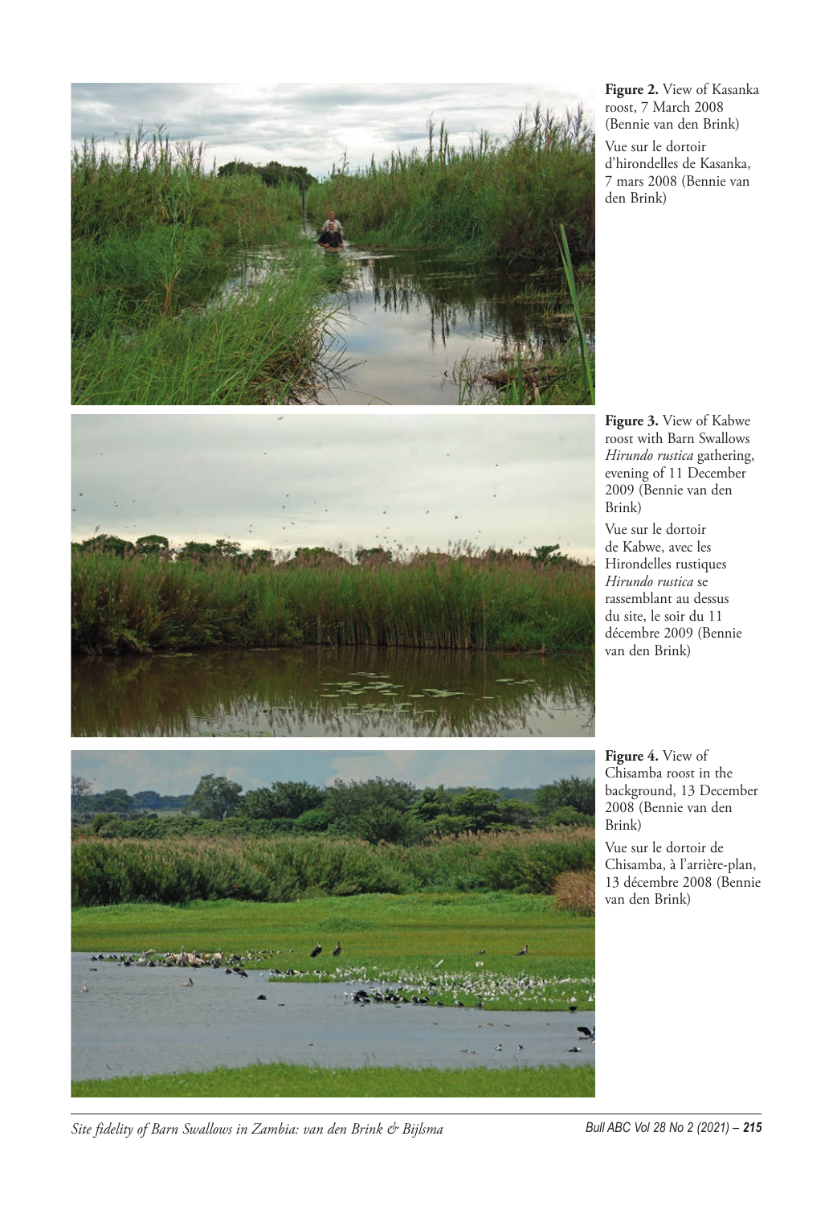**Figure 2.** View of Kasanka roost, 7 March 2008 (Bennie van den Brink)

Vue sur le dortoir d'hirondelles de Kasanka, 7 mars 2008 (Bennie van den Brink)

**Figure 3.** View of Kabwe roost with Barn Swallows *Hirundo rustica* gathering, evening of 11 December 2009 (Bennie van den Brink)

Vue sur le dortoir de Kabwe, avec les Hirondelles rustiques *Hirundo rustica* se rassemblant au dessus du site, le soir du 11 décembre 2009 (Bennie van den Brink)

**Figure 4.** View of Chisamba roost in the background, 13 December 2008 (Bennie van den Brink)

Vue sur le dortoir de Chisamba, à l'arrière-plan, 13 décembre 2008 (Bennie van den Brink)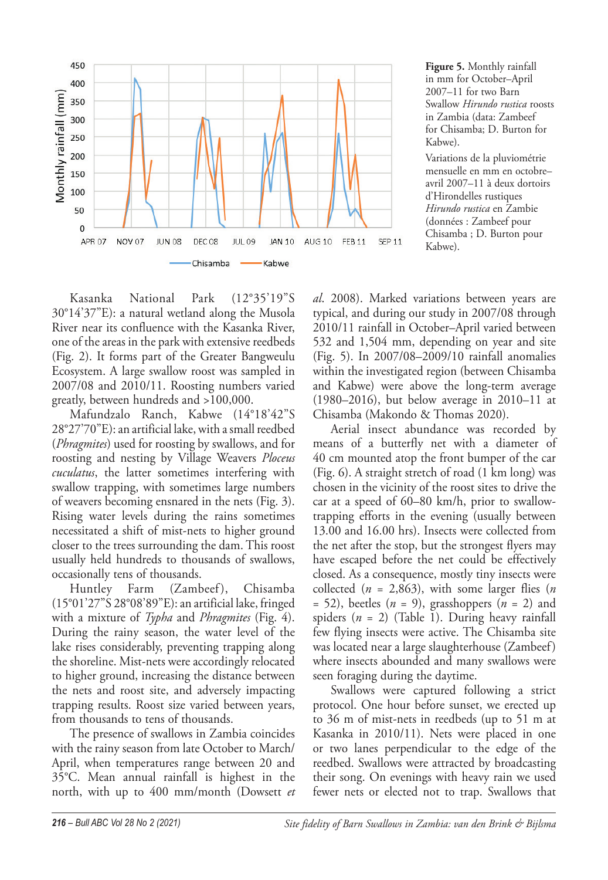Figure 5. Monthly rainfall in mm for October–April 2007–11 for two Barn Swallow *Hirundo rustica* roosts in Zambia (data: Zambeef for Chisamba; D. Burton for Kabwe).

Variations de la pluviométrie mensuelle en mm en octobre–avril 2007–11 à deux dortoirs d'Hirondelles rustiques *Hirundo rustica* en Zambie (données : Zambeef pour Chisamba ; D. Burton pour Kabwe).

Kasanka National Park (12°35'19"S 30°14'37"E): a natural wetland along the Musola River near its confluence with the Kasanka River, one of the areas in the park with extensive reedbeds (Fig. 2). It forms part of the Greater Bangweulu Ecosystem. A large swallow roost was sampled in 2007/08 and 2010/11. Roosting numbers varied greatly, between hundreds and >100,000.

Mafundzalo Ranch, Kabwe (14°18'42"S 28°27'70"E): an artificial lake, with a small reedbed (*Phragmites*) used for roosting by swallows, and for roosting and nesting by Village Weavers *Ploceus cuculatus*, the latter sometimes interfering with swallow trapping, with sometimes large numbers of weavers becoming ensnared in the nets (Fig. 3). Rising water levels during the rains sometimes necessitated a shift of mist-nets to higher ground closer to the trees surrounding the dam. This roost usually held hundreds to thousands of swallows, occasionally tens of thousands.

Huntley Farm (Zambeef), Chisamba (15°01'27"S 28°08'89"E): an artificial lake, fringed with a mixture of *Typha* and *Phragmites* (Fig. 4). During the rainy season, the water level of the lake rises considerably, preventing trapping along the shoreline. Mist-nets were accordingly relocated to higher ground, increasing the distance between the nets and roost site, and adversely impacting trapping results. Roost size varied between years, from thousands to tens of thousands.

The presence of swallows in Zambia coincides with the rainy season from late October to March/April, when temperatures range between 20 and 35°C. Mean annual rainfall is highest in the north, with up to 400 mm/month (Dowsett *et al.* 2008). Marked variations between years are typical, and during our study in 2007/08 through 2010/11 rainfall in October–April varied between 532 and 1,504 mm, depending on year and site (Fig. 5). In 2007/08–2009/10 rainfall anomalies within the investigated region (between Chisamba and Kabwe) were above the long-term average (1980–2016), but below average in 2010–11 at Chisamba (Makondo & Thomas 2020).

Aerial insect abundance was recorded by means of a butterfly net with a diameter of 40 cm mounted atop the front bumper of the car (Fig. 6). A straight stretch of road (1 km long) was chosen in the vicinity of the roost sites to drive the car at a speed of 60–80 km/h, prior to swallow-trapping efforts in the evening (usually between 13.00 and 16.00 hrs). Insects were collected from the net after the stop, but the strongest flyers may have escaped before the net could be effectively closed. As a consequence, mostly tiny insects were collected ($n$ = 2,863), with some larger flies ($n$ = 52), beetles ($n$ = 9), grasshoppers ($n$ = 2) and spiders ($n$ = 2) (Table 1). During heavy rainfall few flying insects were active. The Chisamba site was located near a large slaughterhouse (Zambeef) where insects abounded and many swallows were seen foraging during the daytime.

Swallows were captured following a strict protocol. One hour before sunset, we erected up to 36 m of mist-nets in reedbeds (up to 51 m at Kasanka in 2010/11). Nets were placed in one or two lanes perpendicular to the edge of the reedbed. Swallows were attracted by broadcasting their song. On evenings with heavy rain we used fewer nets or elected not to trap. Swallows that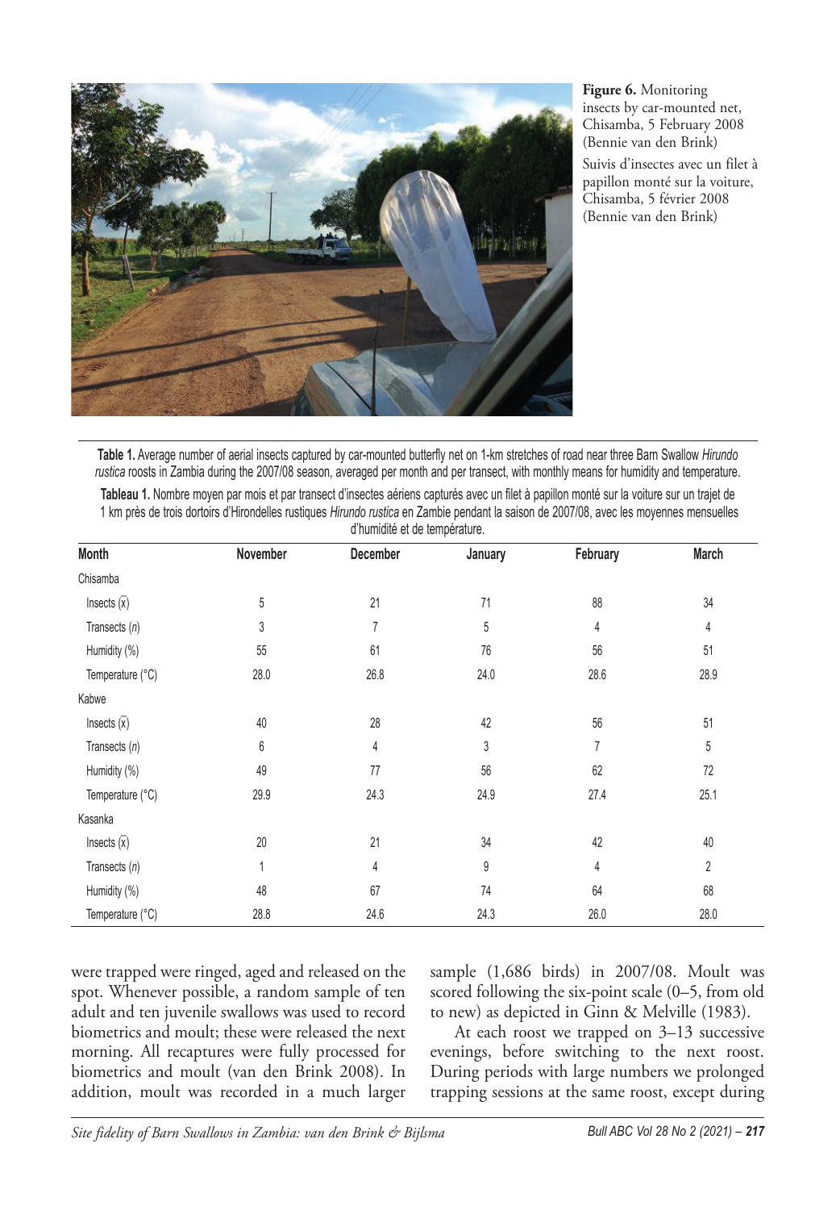**Figure 6.** Monitoring insects by car-mounted net, Chisamba, 5 February 2008 (Bennie van den Brink)

Suivis d'insectes avec un filet à papillon monté sur la voiture, Chisamba, 5 février 2008 (Bennie van den Brink)

**Table 1.** Average number of aerial insects captured by car-mounted butterfly net on 1-km stretches of road near three Barn Swallow *Hirundo rustica* roosts in Zambia during the 2007/08 season, averaged per month and per transect, with monthly means for humidity and temperature.

**Tableau 1.** Nombre moyen par mois et par transect d'insectes aériens capturés avec un filet à papillon monté sur la voiture sur un trajet de 1 km près de trois dortoirs d'Hirondelles rustiques *Hirundo rustica* en Zambie pendant la saison de 2007/08, avec les moyennes mensuelles d'humidité et de température.

| Month | November | December | January | February | March |
|---|---|---|---|---|---|
| Chisamba | | | | | |
| Insects ($\bar{x}$) | 5 | 21 | 71 | 88 | 34 |
| Transects (*n*) | 3 | 7 | 5 | 4 | 4 |
| Humidity (%) | 55 | 61 | 76 | 56 | 51 |
| Temperature (°C) | 28.0 | 26.8 | 24.0 | 28.6 | 28.9 |
| Kabwe | | | | | |
| Insects ($\bar{x}$) | 40 | 28 | 42 | 56 | 51 |
| Transects (*n*) | 6 | 4 | 3 | 7 | 5 |
| Humidity (%) | 49 | 77 | 56 | 62 | 72 |
| Temperature (°C) | 29.9 | 24.3 | 24.9 | 27.4 | 25.1 |
| Kasanka | | | | | |
| Insects ($\bar{x}$) | 20 | 21 | 34 | 42 | 40 |
| Transects (*n*) | 1 | 4 | 9 | 4 | 2 |
| Humidity (%) | 48 | 67 | 74 | 64 | 68 |
| Temperature (°C) | 28.8 | 24.6 | 24.3 | 26.0 | 28.0 |

were trapped were ringed, aged and released on the spot. Whenever possible, a random sample of ten adult and ten juvenile swallows was used to record biometrics and moult; these were released the next morning. All recaptures were fully processed for biometrics and moult (van den Brink 2008). In addition, moult was recorded in a much larger sample (1,686 birds) in 2007/08. Moult was scored following the six-point scale (0–5, from old to new) as depicted in Ginn & Melville (1983).

At each roost we trapped on 3–13 successive evenings, before switching to the next roost. During periods with large numbers we prolonged trapping sessions at the same roost, except during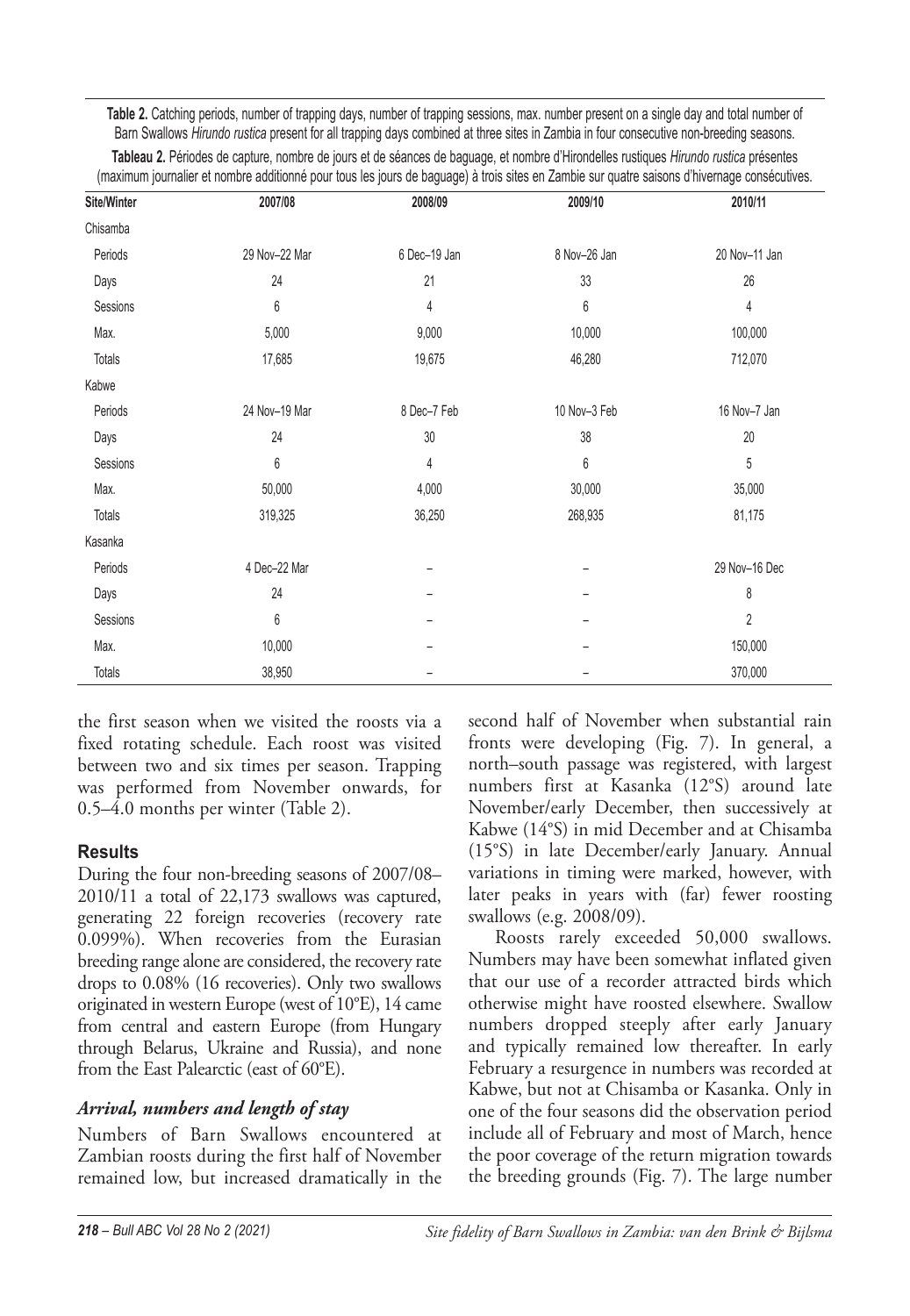**Table 2.** Catching periods, number of trapping days, number of trapping sessions, max. number present on a single day and total number of Barn Swallows *Hirundo rustica* present for all trapping days combined at three sites in Zambia in four consecutive non-breeding seasons.

**Tableau 2.** Périodes de capture, nombre de jours et de séances de baguage, et nombre d'Hirondelles rustiques *Hirundo rustica* présentes (maximum journalier et nombre additionné pour tous les jours de baguage) à trois sites en Zambie sur quatre saisons d'hivernage consécutives.

| Site/Winter | 2007/08 | 2008/09 | 2009/10 | 2010/11 |
|---|---|---|---|---|
| Chisamba | | | | |
| Periods | 29 Nov–22 Mar | 6 Dec–19 Jan | 8 Nov–26 Jan | 20 Nov–11 Jan |
| Days | 24 | 21 | 33 | 26 |
| Sessions | 6 | 4 | 6 | 4 |
| Max. | 5,000 | 9,000 | 10,000 | 100,000 |
| Totals | 17,685 | 19,675 | 46,280 | 712,070 |
| Kabwe | | | | |
| Periods | 24 Nov–19 Mar | 8 Dec–7 Feb | 10 Nov–3 Feb | 16 Nov–7 Jan |
| Days | 24 | 30 | 38 | 20 |
| Sessions | 6 | 4 | 6 | 5 |
| Max. | 50,000 | 4,000 | 30,000 | 35,000 |
| Totals | 319,325 | 36,250 | 268,935 | 81,175 |
| Kasanka | | | | |
| Periods | 4 Dec–22 Mar | – | – | 29 Nov–16 Dec |
| Days | 24 | – | – | 8 |
| Sessions | 6 | – | – | 2 |
| Max. | 10,000 | – | – | 150,000 |
| Totals | 38,950 | – | – | 370,000 |

the first season when we visited the roosts via a fixed rotating schedule. Each roost was visited between two and six times per season. Trapping was performed from November onwards, for 0.5–4.0 months per winter (Table 2).

## Results

During the four non-breeding seasons of 2007/08–2010/11 a total of 22,173 swallows was captured, generating 22 foreign recoveries (recovery rate 0.099%). When recoveries from the Eurasian breeding range alone are considered, the recovery rate drops to 0.08% (16 recoveries). Only two swallows originated in western Europe (west of 10°E), 14 came from central and eastern Europe (from Hungary through Belarus, Ukraine and Russia), and none from the East Palearctic (east of 60°E).

### *Arrival, numbers and length of stay*

Numbers of Barn Swallows encountered at Zambian roosts during the first half of November remained low, but increased dramatically in the second half of November when substantial rain fronts were developing (Fig. 7). In general, a north–south passage was registered, with largest numbers first at Kasanka (12°S) around late November/early December, then successively at Kabwe (14°S) in mid December and at Chisamba (15°S) in late December/early January. Annual variations in timing were marked, however, with later peaks in years with (far) fewer roosting swallows (e.g. 2008/09).

Roosts rarely exceeded 50,000 swallows. Numbers may have been somewhat inflated given that our use of a recorder attracted birds which otherwise might have roosted elsewhere. Swallow numbers dropped steeply after early January and typically remained low thereafter. In early February a resurgence in numbers was recorded at Kabwe, but not at Chisamba or Kasanka. Only in one of the four seasons did the observation period include all of February and most of March, hence the poor coverage of the return migration towards the breeding grounds (Fig. 7). The large number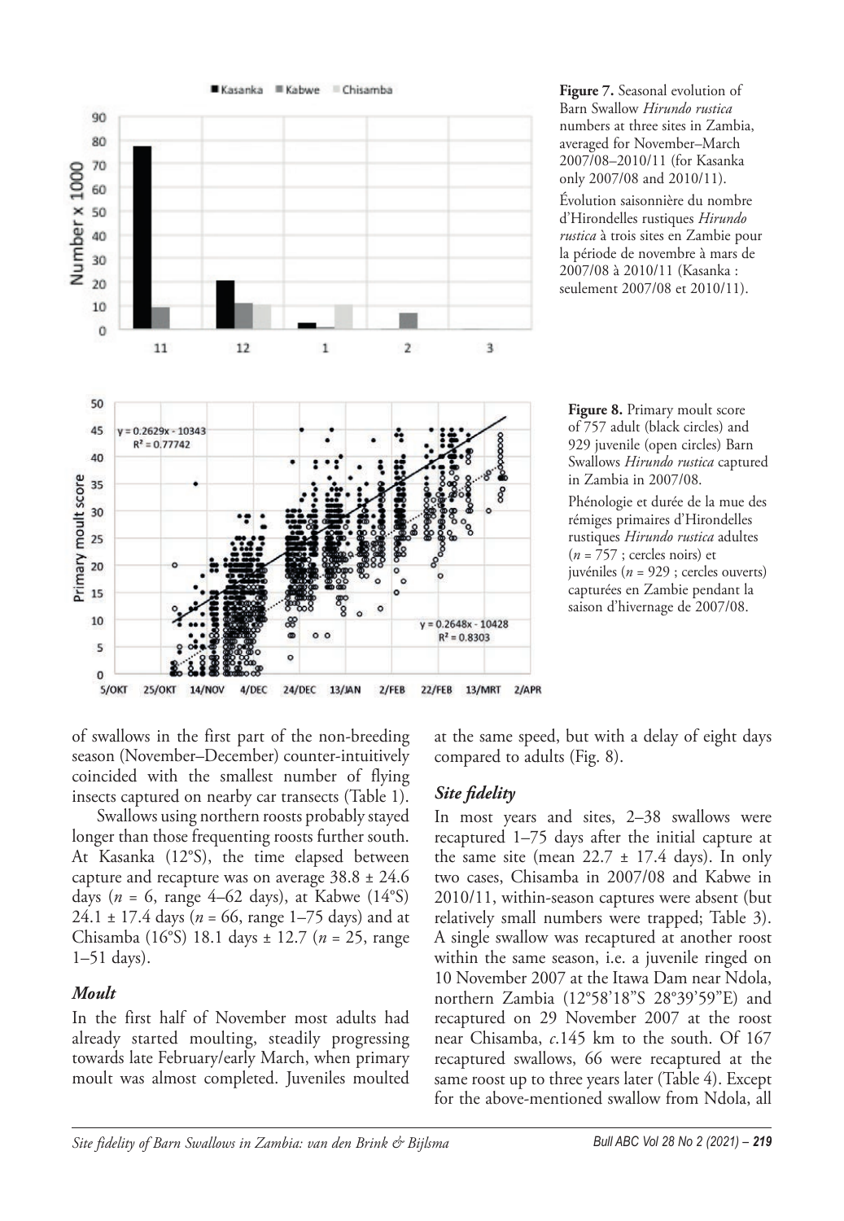**Figure 7.** Seasonal evolution of Barn Swallow *Hirundo rustica* numbers at three sites in Zambia, averaged for November–March 2007/08–2010/11 (for Kasanka only 2007/08 and 2010/11).

Évolution saisonnière du nombre d'Hirondelles rustiques *Hirundo rustica* à trois sites en Zambie pour la période de novembre à mars de 2007/08 à 2010/11 (Kasanka : seulement 2007/08 et 2010/11).

**Figure 8.** Primary moult score of 757 adult (black circles) and 929 juvenile (open circles) Barn Swallows *Hirundo rustica* captured in Zambia in 2007/08.

Phénologie et durée de la mue des rémiges primaires d'Hirondelles rustiques *Hirundo rustica* adultes ($n$ = 757 ; cercles noirs) et juvéniles ($n$ = 929 ; cercles ouverts) capturées en Zambie pendant la saison d'hivernage de 2007/08.

of swallows in the first part of the non-breeding season (November–December) counter-intuitively coincided with the smallest number of flying insects captured on nearby car transects (Table 1).

Swallows using northern roosts probably stayed longer than those frequenting roosts further south. At Kasanka (12°S), the time elapsed between capture and recapture was on average 38.8 ± 24.6 days ($n$ = 6, range 4–62 days), at Kabwe (14°S) 24.1 ± 17.4 days ($n$ = 66, range 1–75 days) and at Chisamba (16°S) 18.1 days ± 12.7 ($n$ = 25, range 1–51 days).

### *Moult*

In the first half of November most adults had already started moulting, steadily progressing towards late February/early March, when primary moult was almost completed. Juveniles moulted at the same speed, but with a delay of eight days compared to adults (Fig. 8).

### *Site fidelity*

In most years and sites, 2–38 swallows were recaptured 1–75 days after the initial capture at the same site (mean 22.7 ± 17.4 days). In only two cases, Chisamba in 2007/08 and Kabwe in 2010/11, within-season captures were absent (but relatively small numbers were trapped; Table 3). A single swallow was recaptured at another roost within the same season, i.e. a juvenile ringed on 10 November 2007 at the Itawa Dam near Ndola, northern Zambia (12°58'18"S 28°39'59"E) and recaptured on 29 November 2007 at the roost near Chisamba, *c.*145 km to the south. Of 167 recaptured swallows, 66 were recaptured at the same roost up to three years later (Table 4). Except for the above-mentioned swallow from Ndola, all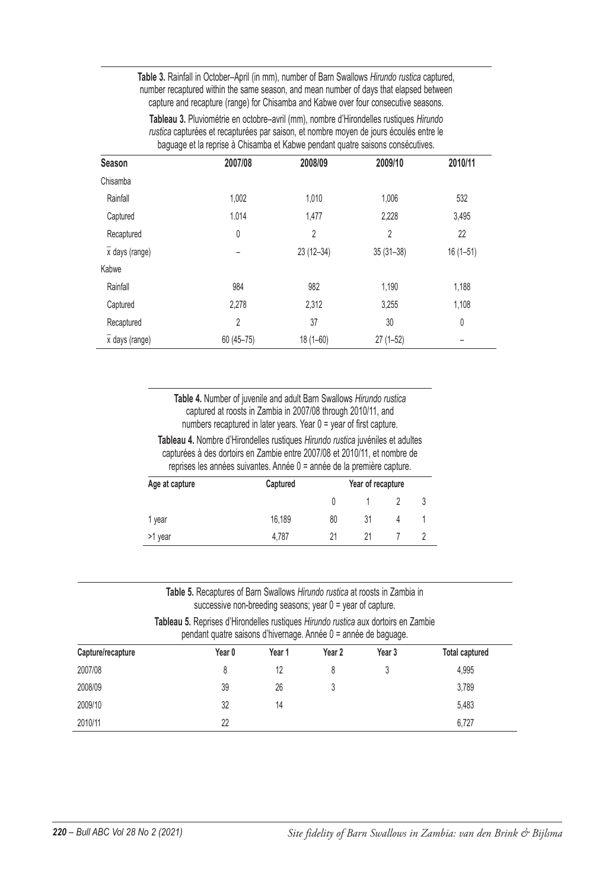**Table 3.** Rainfall in October–April (in mm), number of Barn Swallows *Hirundo rustica* captured, number recaptured within the same season, and mean number of days that elapsed between capture and recapture (range) for Chisamba and Kabwe over four consecutive seasons.

**Tableau 3.** Pluviométrie en octobre–avril (mm), nombre d'Hirondelles rustiques *Hirundo rustica* capturées et recapturées par saison, et nombre moyen de jours écoulés entre le baguage et la reprise à Chisamba et Kabwe pendant quatre saisons consécutives.

| Season | 2007/08 | 2008/09 | 2009/10 | 2010/11 |
|---|---|---|---|---|
| Chisamba | | | | |
| Rainfall | 1,002 | 1,010 | 1,006 | 532 |
| Captured | 1.014 | 1,477 | 2,228 | 3,495 |
| Recaptured | 0 | 2 | 2 | 22 |
| $\bar{x}$ days (range) | – | 23 (12–34) | 35 (31–38) | 16 (1–51) |
| Kabwe | | | | |
| Rainfall | 984 | 982 | 1,190 | 1,188 |
| Captured | 2,278 | 2,312 | 3,255 | 1,108 |
| Recaptured | 2 | 37 | 30 | 0 |
| $\bar{x}$ days (range) | 60 (45–75) | 18 (1–60) | 27 (1–52) | – |

**Table 4.** Number of juvenile and adult Barn Swallows *Hirundo rustica* captured at roosts in Zambia in 2007/08 through 2010/11, and numbers recaptured in later years. Year 0 = year of first capture.

**Tableau 4.** Nombre d'Hirondelles rustiques *Hirundo rustica* juvéniles et adultes capturées à des dortoirs en Zambie entre 2007/08 et 2010/11, et nombre de reprises les années suivantes. Année 0 = année de la première capture.

| Age at capture | Captured | Year of recapture | | | |
|---|---|---|---|---|---|
| | | 0 | 1 | 2 | 3 |
| 1 year | 16,189 | 80 | 31 | 4 | 1 |
| >1 year | 4,787 | 21 | 21 | 7 | 2 |

**Table 5.** Recaptures of Barn Swallows *Hirundo rustica* at roosts in Zambia in successive non-breeding seasons; year 0 = year of capture.

**Tableau 5.** Reprises d'Hirondelles rustiques *Hirundo rustica* aux dortoirs en Zambie pendant quatre saisons d'hivernage. Année 0 = année de baguage.

| Capture/recapture | Year 0 | Year 1 | Year 2 | Year 3 | Total captured |
|---|---|---|---|---|---|
| 2007/08 | 8 | 12 | 8 | 3 | 4,995 |
| 2008/09 | 39 | 26 | 3 | | 3,789 |
| 2009/10 | 32 | 14 | | | 5,483 |
| 2010/11 | 22 | | | | 6,727 |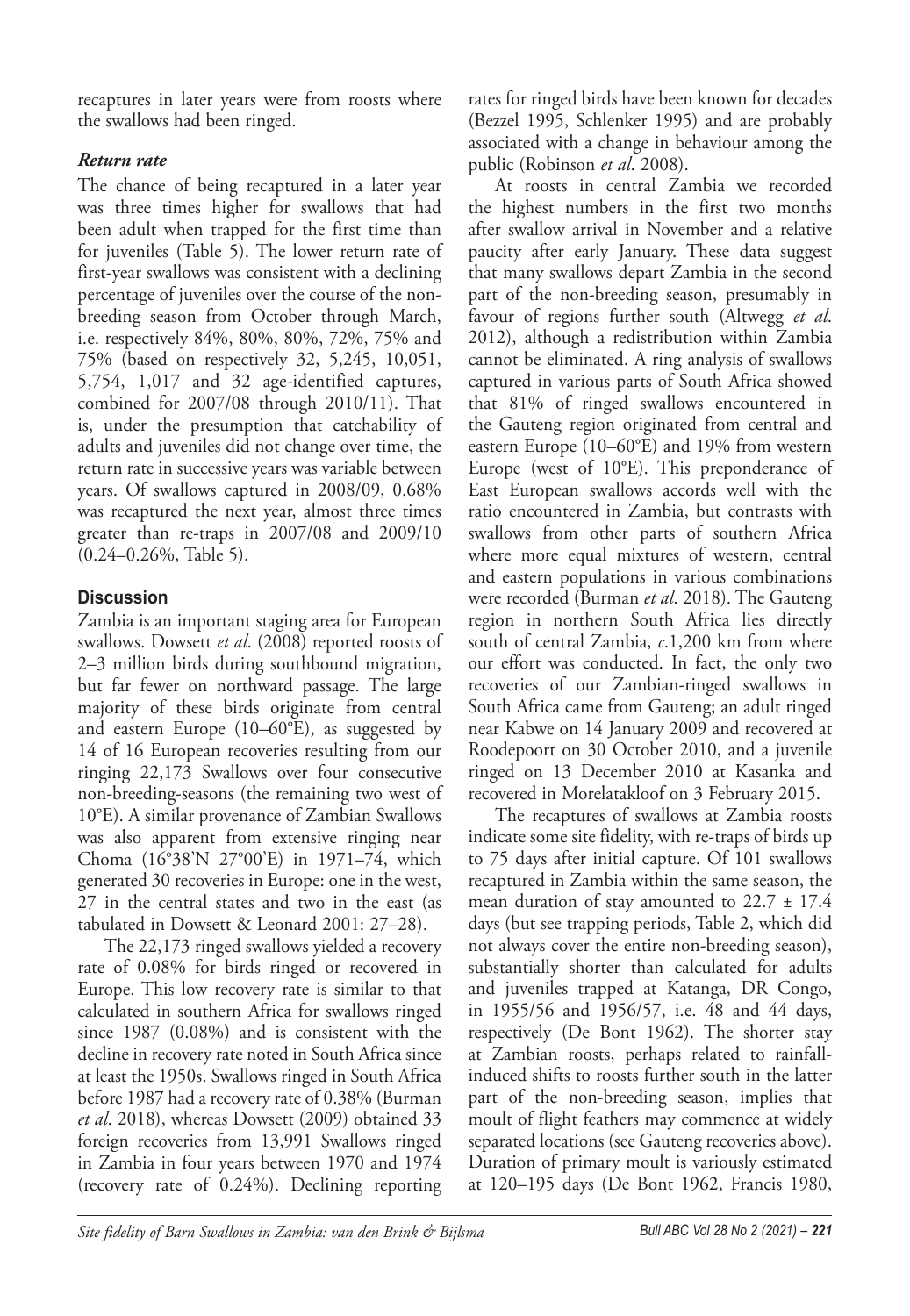recaptures in later years were from roosts where the swallows had been ringed.

### *Return rate*

The chance of being recaptured in a later year was three times higher for swallows that had been adult when trapped for the first time than for juveniles (Table 5). The lower return rate of first-year swallows was consistent with a declining percentage of juveniles over the course of the non-breeding season from October through March, i.e. respectively 84%, 80%, 80%, 72%, 75% and 75% (based on respectively 32, 5,245, 10,051, 5,754, 1,017 and 32 age-identified captures, combined for 2007/08 through 2010/11). That is, under the presumption that catchability of adults and juveniles did not change over time, the return rate in successive years was variable between years. Of swallows captured in 2008/09, 0.68% was recaptured the next year, almost three times greater than re-traps in 2007/08 and 2009/10 (0.24–0.26%, Table 5).

## Discussion

Zambia is an important staging area for European swallows. Dowsett *et al*. (2008) reported roosts of 2–3 million birds during southbound migration, but far fewer on northward passage. The large majority of these birds originate from central and eastern Europe (10–60°E), as suggested by 14 of 16 European recoveries resulting from our ringing 22,173 Swallows over four consecutive non-breeding-seasons (the remaining two west of 10°E). A similar provenance of Zambian Swallows was also apparent from extensive ringing near Choma (16°38'N 27°00'E) in 1971–74, which generated 30 recoveries in Europe: one in the west, 27 in the central states and two in the east (as tabulated in Dowsett & Leonard 2001: 27–28).

The 22,173 ringed swallows yielded a recovery rate of 0.08% for birds ringed or recovered in Europe. This low recovery rate is similar to that calculated in southern Africa for swallows ringed since 1987 (0.08%) and is consistent with the decline in recovery rate noted in South Africa since at least the 1950s. Swallows ringed in South Africa before 1987 had a recovery rate of 0.38% (Burman *et al*. 2018), whereas Dowsett (2009) obtained 33 foreign recoveries from 13,991 Swallows ringed in Zambia in four years between 1970 and 1974 (recovery rate of 0.24%). Declining reporting rates for ringed birds have been known for decades (Bezzel 1995, Schlenker 1995) and are probably associated with a change in behaviour among the public (Robinson *et al*. 2008).

At roosts in central Zambia we recorded the highest numbers in the first two months after swallow arrival in November and a relative paucity after early January. These data suggest that many swallows depart Zambia in the second part of the non-breeding season, presumably in favour of regions further south (Altwegg *et al*. 2012), although a redistribution within Zambia cannot be eliminated. A ring analysis of swallows captured in various parts of South Africa showed that 81% of ringed swallows encountered in the Gauteng region originated from central and eastern Europe (10–60°E) and 19% from western Europe (west of 10°E). This preponderance of East European swallows accords well with the ratio encountered in Zambia, but contrasts with swallows from other parts of southern Africa where more equal mixtures of western, central and eastern populations in various combinations were recorded (Burman *et al*. 2018). The Gauteng region in northern South Africa lies directly south of central Zambia, *c*.1,200 km from where our effort was conducted. In fact, the only two recoveries of our Zambian-ringed swallows in South Africa came from Gauteng; an adult ringed near Kabwe on 14 January 2009 and recovered at Roodepoort on 30 October 2010, and a juvenile ringed on 13 December 2010 at Kasanka and recovered in Morelatakloof on 3 February 2015.

The recaptures of swallows at Zambia roosts indicate some site fidelity, with re-traps of birds up to 75 days after initial capture. Of 101 swallows recaptured in Zambia within the same season, the mean duration of stay amounted to 22.7 ± 17.4 days (but see trapping periods, Table 2, which did not always cover the entire non-breeding season), substantially shorter than calculated for adults and juveniles trapped at Katanga, DR Congo, in 1955/56 and 1956/57, i.e. 48 and 44 days, respectively (De Bont 1962). The shorter stay at Zambian roosts, perhaps related to rainfall-induced shifts to roosts further south in the latter part of the non-breeding season, implies that moult of flight feathers may commence at widely separated locations (see Gauteng recoveries above). Duration of primary moult is variously estimated at 120–195 days (De Bont 1962, Francis 1980,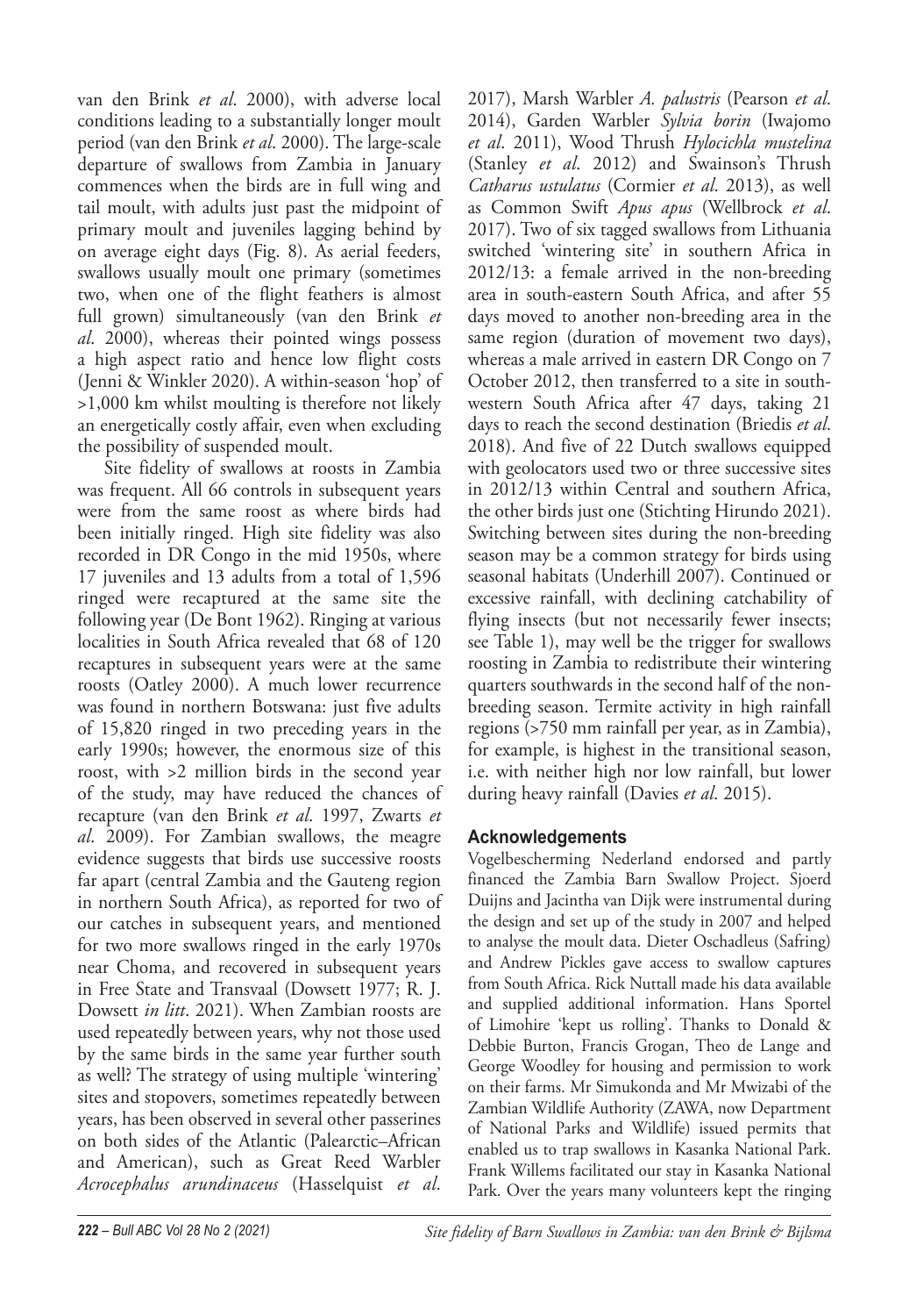van den Brink *et al*. 2000), with adverse local conditions leading to a substantially longer moult period (van den Brink *et al*. 2000). The large-scale departure of swallows from Zambia in January commences when the birds are in full wing and tail moult, with adults just past the midpoint of primary moult and juveniles lagging behind by on average eight days (Fig. 8). As aerial feeders, swallows usually moult one primary (sometimes two, when one of the flight feathers is almost full grown) simultaneously (van den Brink *et al*. 2000), whereas their pointed wings possess a high aspect ratio and hence low flight costs (Jenni & Winkler 2020). A within-season 'hop' of >1,000 km whilst moulting is therefore not likely an energetically costly affair, even when excluding the possibility of suspended moult.

Site fidelity of swallows at roosts in Zambia was frequent. All 66 controls in subsequent years were from the same roost as where birds had been initially ringed. High site fidelity was also recorded in DR Congo in the mid 1950s, where 17 juveniles and 13 adults from a total of 1,596 ringed were recaptured at the same site the following year (De Bont 1962). Ringing at various localities in South Africa revealed that 68 of 120 recaptures in subsequent years were at the same roosts (Oatley 2000). A much lower recurrence was found in northern Botswana: just five adults of 15,820 ringed in two preceding years in the early 1990s; however, the enormous size of this roost, with >2 million birds in the second year of the study, may have reduced the chances of recapture (van den Brink *et al*. 1997, Zwarts *et al*. 2009). For Zambian swallows, the meagre evidence suggests that birds use successive roosts far apart (central Zambia and the Gauteng region in northern South Africa), as reported for two of our catches in subsequent years, and mentioned for two more swallows ringed in the early 1970s near Choma, and recovered in subsequent years in Free State and Transvaal (Dowsett 1977; R. J. Dowsett *in litt*. 2021). When Zambian roosts are used repeatedly between years, why not those used by the same birds in the same year further south as well? The strategy of using multiple 'wintering' sites and stopovers, sometimes repeatedly between years, has been observed in several other passerines on both sides of the Atlantic (Palearctic–African and American), such as Great Reed Warbler *Acrocephalus arundinaceus* (Hasselquist *et al*. 2017), Marsh Warbler *A. palustris* (Pearson *et al*. 2014), Garden Warbler *Sylvia borin* (Iwajomo *et al*. 2011), Wood Thrush *Hylocichla mustelina* (Stanley *et al*. 2012) and Swainson's Thrush *Catharus ustulatus* (Cormier *et al*. 2013), as well as Common Swift *Apus apus* (Wellbrock *et al*. 2017). Two of six tagged swallows from Lithuania switched 'wintering site' in southern Africa in 2012/13: a female arrived in the non-breeding area in south-eastern South Africa, and after 55 days moved to another non-breeding area in the same region (duration of movement two days), whereas a male arrived in eastern DR Congo on 7 October 2012, then transferred to a site in south-western South Africa after 47 days, taking 21 days to reach the second destination (Briedis *et al*. 2018). And five of 22 Dutch swallows equipped with geolocators used two or three successive sites in 2012/13 within Central and southern Africa, the other birds just one (Stichting Hirundo 2021). Switching between sites during the non-breeding season may be a common strategy for birds using seasonal habitats (Underhill 2007). Continued or excessive rainfall, with declining catchability of flying insects (but not necessarily fewer insects; see Table 1), may well be the trigger for swallows roosting in Zambia to redistribute their wintering quarters southwards in the second half of the non-breeding season. Termite activity in high rainfall regions (>750 mm rainfall per year, as in Zambia), for example, is highest in the transitional season, i.e. with neither high nor low rainfall, but lower during heavy rainfall (Davies *et al*. 2015).

## Acknowledgements

Vogelbescherming Nederland endorsed and partly financed the Zambia Barn Swallow Project. Sjoerd Duijns and Jacintha van Dijk were instrumental during the design and set up of the study in 2007 and helped to analyse the moult data. Dieter Oschadleus (Safring) and Andrew Pickles gave access to swallow captures from South Africa. Rick Nuttall made his data available and supplied additional information. Hans Sportel of Limohire 'kept us rolling'. Thanks to Donald & Debbie Burton, Francis Grogan, Theo de Lange and George Woodley for housing and permission to work on their farms. Mr Simukonda and Mr Mwizabi of the Zambian Wildlife Authority (ZAWA, now Department of National Parks and Wildlife) issued permits that enabled us to trap swallows in Kasanka National Park. Frank Willems facilitated our stay in Kasanka National Park. Over the years many volunteers kept the ringing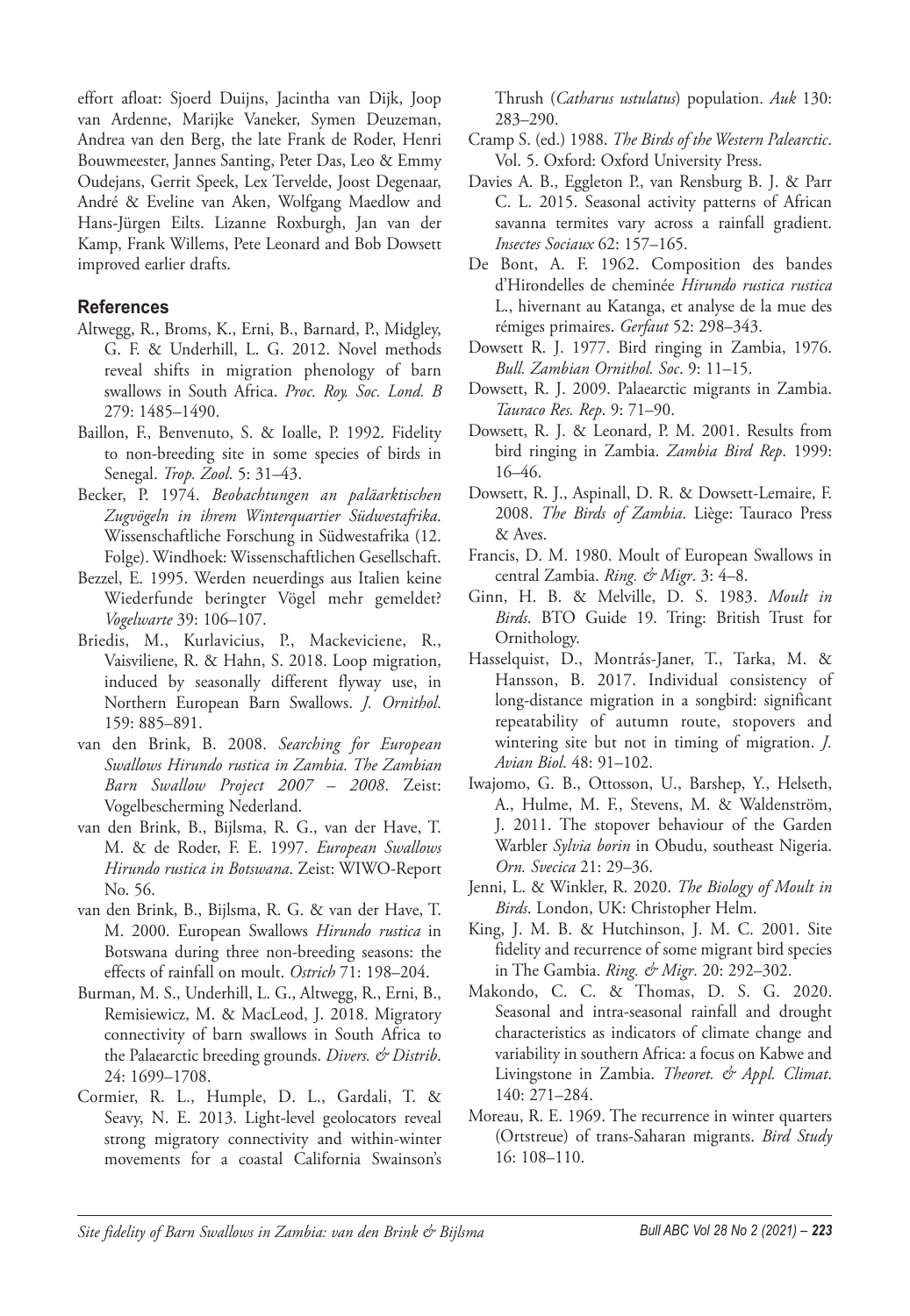effort afloat: Sjoerd Duijns, Jacintha van Dijk, Joop van Ardenne, Marijke Vaneker, Symen Deuzeman, Andrea van den Berg, the late Frank de Roder, Henri Bouwmeester, Jannes Santing, Peter Das, Leo & Emmy Oudejans, Gerrit Speek, Lex Tervelde, Joost Degenaar, André & Eveline van Aken, Wolfgang Maedlow and Hans-Jürgen Eilts. Lizanne Roxburgh, Jan van der Kamp, Frank Willems, Pete Leonard and Bob Dowsett improved earlier drafts.

## References

Altwegg, R., Broms, K., Erni, B., Barnard, P., Midgley, G. F. & Underhill, L. G. 2012. Novel methods reveal shifts in migration phenology of barn swallows in South Africa. *Proc. Roy. Soc. Lond. B* 279: 1485–1490.

Baillon, F., Benvenuto, S. & Ioalle, P. 1992. Fidelity to non-breeding site in some species of birds in Senegal. *Trop. Zool.* 5: 31–43.

Becker, P. 1974. *Beobachtungen an paläarktischen Zugvögeln in ihrem Winterquartier Südwestafrika*. Wissenschaftliche Forschung in Südwestafrika (12. Folge). Windhoek: Wissenschaftlichen Gesellschaft.

Bezzel, E. 1995. Werden neuerdings aus Italien keine Wiederfunde beringter Vögel mehr gemeldet? *Vogelwarte* 39: 106–107.

Briedis, M., Kurlavicius, P., Mackeviciene, R., Vaisviliene, R. & Hahn, S. 2018. Loop migration, induced by seasonally different flyway use, in Northern European Barn Swallows. *J. Ornithol.* 159: 885–891.

van den Brink, B. 2008. *Searching for European Swallows Hirundo rustica in Zambia. The Zambian Barn Swallow Project 2007 – 2008*. Zeist: Vogelbescherming Nederland.

van den Brink, B., Bijlsma, R. G., van der Have, T. M. & de Roder, F. E. 1997. *European Swallows Hirundo rustica in Botswana*. Zeist: WIWO-Report No. 56.

van den Brink, B., Bijlsma, R. G. & van der Have, T. M. 2000. European Swallows *Hirundo rustica* in Botswana during three non-breeding seasons: the effects of rainfall on moult. *Ostrich* 71: 198–204.

Burman, M. S., Underhill, L. G., Altwegg, R., Erni, B., Remisiewicz, M. & MacLeod, J. 2018. Migratory connectivity of barn swallows in South Africa to the Palaearctic breeding grounds. *Divers. & Distrib*. 24: 1699–1708.

Cormier, R. L., Humple, D. L., Gardali, T. & Seavy, N. E. 2013. Light-level geolocators reveal strong migratory connectivity and within-winter movements for a coastal California Swainson's Thrush (*Catharus ustulatus*) population. *Auk* 130: 283–290.

Cramp S. (ed.) 1988. *The Birds of the Western Palearctic*. Vol. 5. Oxford: Oxford University Press.

Davies A. B., Eggleton P., van Rensburg B. J. & Parr C. L. 2015. Seasonal activity patterns of African savanna termites vary across a rainfall gradient. *Insectes Sociaux* 62: 157–165.

De Bont, A. F. 1962. Composition des bandes d'Hirondelles de cheminée *Hirundo rustica rustica* L., hivernant au Katanga, et analyse de la mue des rémiges primaires. *Gerfaut* 52: 298–343.

Dowsett R. J. 1977. Bird ringing in Zambia, 1976. *Bull. Zambian Ornithol. Soc*. 9: 11–15.

Dowsett, R. J. 2009. Palaearctic migrants in Zambia. *Tauraco Res. Rep*. 9: 71–90.

Dowsett, R. J. & Leonard, P. M. 2001. Results from bird ringing in Zambia. *Zambia Bird Rep*. 1999: 16–46.

Dowsett, R. J., Aspinall, D. R. & Dowsett-Lemaire, F. 2008. *The Birds of Zambia*. Liège: Tauraco Press & Aves.

Francis, D. M. 1980. Moult of European Swallows in central Zambia. *Ring. & Migr*. 3: 4–8.

Ginn, H. B. & Melville, D. S. 1983. *Moult in Birds*. BTO Guide 19. Tring: British Trust for Ornithology.

Hasselquist, D., Montrás-Janer, T., Tarka, M. & Hansson, B. 2017. Individual consistency of long-distance migration in a songbird: significant repeatability of autumn route, stopovers and wintering site but not in timing of migration. *J. Avian Biol*. 48: 91–102.

Iwajomo, G. B., Ottosson, U., Barshep, Y., Helseth, A., Hulme, M. F., Stevens, M. & Waldenström, J. 2011. The stopover behaviour of the Garden Warbler *Sylvia borin* in Obudu, southeast Nigeria. *Orn. Svecica* 21: 29–36.

Jenni, L. & Winkler, R. 2020. *The Biology of Moult in Birds*. London, UK: Christopher Helm.

King, J. M. B. & Hutchinson, J. M. C. 2001. Site fidelity and recurrence of some migrant bird species in The Gambia. *Ring. & Migr*. 20: 292–302.

Makondo, C. C. & Thomas, D. S. G. 2020. Seasonal and intra-seasonal rainfall and drought characteristics as indicators of climate change and variability in southern Africa: a focus on Kabwe and Livingstone in Zambia. *Theoret. & Appl. Climat*. 140: 271–284.

Moreau, R. E. 1969. The recurrence in winter quarters (Ortstreue) of trans-Saharan migrants. *Bird Study* 16: 108–110.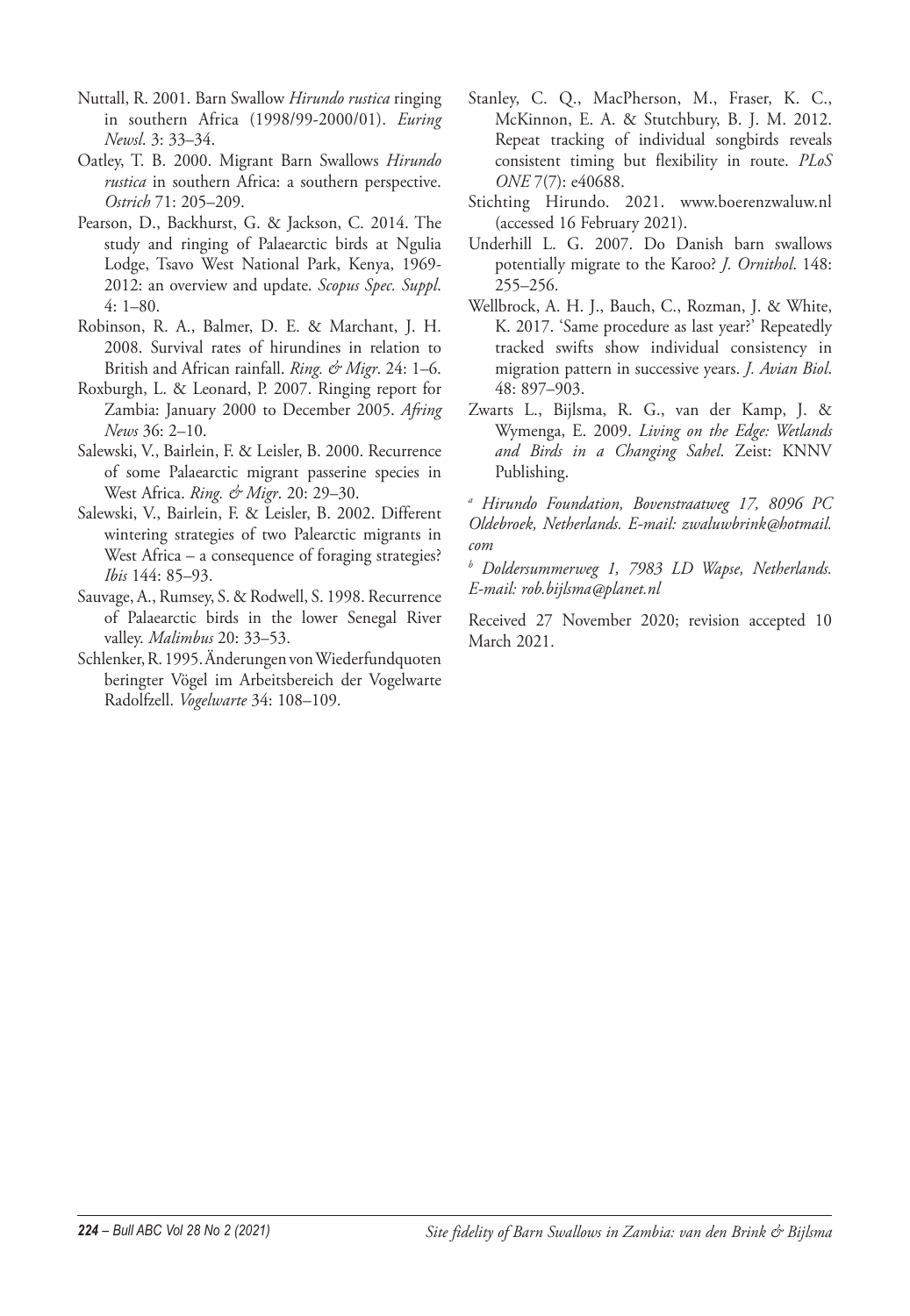Nuttall, R. 2001. Barn Swallow *Hirundo rustica* ringing in southern Africa (1998/99-2000/01). *Euring Newsl*. 3: 33–34.

Oatley, T. B. 2000. Migrant Barn Swallows *Hirundo rustica* in southern Africa: a southern perspective. *Ostrich* 71: 205–209.

Pearson, D., Backhurst, G. & Jackson, C. 2014. The study and ringing of Palaearctic birds at Ngulia Lodge, Tsavo West National Park, Kenya, 1969-2012: an overview and update. *Scopus Spec. Suppl*. 4: 1–80.

Robinson, R. A., Balmer, D. E. & Marchant, J. H. 2008. Survival rates of hirundines in relation to British and African rainfall. *Ring. & Migr*. 24: 1–6.

Roxburgh, L. & Leonard, P. 2007. Ringing report for Zambia: January 2000 to December 2005. *Afring News* 36: 2–10.

Salewski, V., Bairlein, F. & Leisler, B. 2000. Recurrence of some Palaearctic migrant passerine species in West Africa. *Ring. & Migr*. 20: 29–30.

Salewski, V., Bairlein, F. & Leisler, B. 2002. Different wintering strategies of two Palearctic migrants in West Africa – a consequence of foraging strategies? *Ibis* 144: 85–93.

Sauvage, A., Rumsey, S. & Rodwell, S. 1998. Recurrence of Palaearctic birds in the lower Senegal River valley. *Malimbus* 20: 33–53.

Schlenker, R. 1995. Änderungen von Wiederfundquoten beringter Vögel im Arbeitsbereich der Vogelwarte Radolfzell. *Vogelwarte* 34: 108–109.

Stanley, C. Q., MacPherson, M., Fraser, K. C., McKinnon, E. A. & Stutchbury, B. J. M. 2012. Repeat tracking of individual songbirds reveals consistent timing but flexibility in route. *PLoS ONE* 7(7): e40688.

Stichting Hirundo. 2021. www.boerenzwaluw.nl (accessed 16 February 2021).

Underhill L. G. 2007. Do Danish barn swallows potentially migrate to the Karoo? *J. Ornithol*. 148: 255–256.

Wellbrock, A. H. J., Bauch, C., Rozman, J. & White, K. 2017. 'Same procedure as last year?' Repeatedly tracked swifts show individual consistency in migration pattern in successive years. *J. Avian Biol*. 48: 897–903.

Zwarts L., Bijlsma, R. G., van der Kamp, J. & Wymenga, E. 2009. *Living on the Edge: Wetlands and Birds in a Changing Sahel*. Zeist: KNNV Publishing.

[a] *Hirundo Foundation, Bovenstraatweg 17, 8096 PC Oldebroek, Netherlands. E-mail: zwaluwbrink@hotmail.com*

[b] *Doldersummerweg 1, 7983 LD Wapse, Netherlands. E-mail: rob.bijlsma@planet.nl*

Received 27 November 2020; revision accepted 10 March 2021.